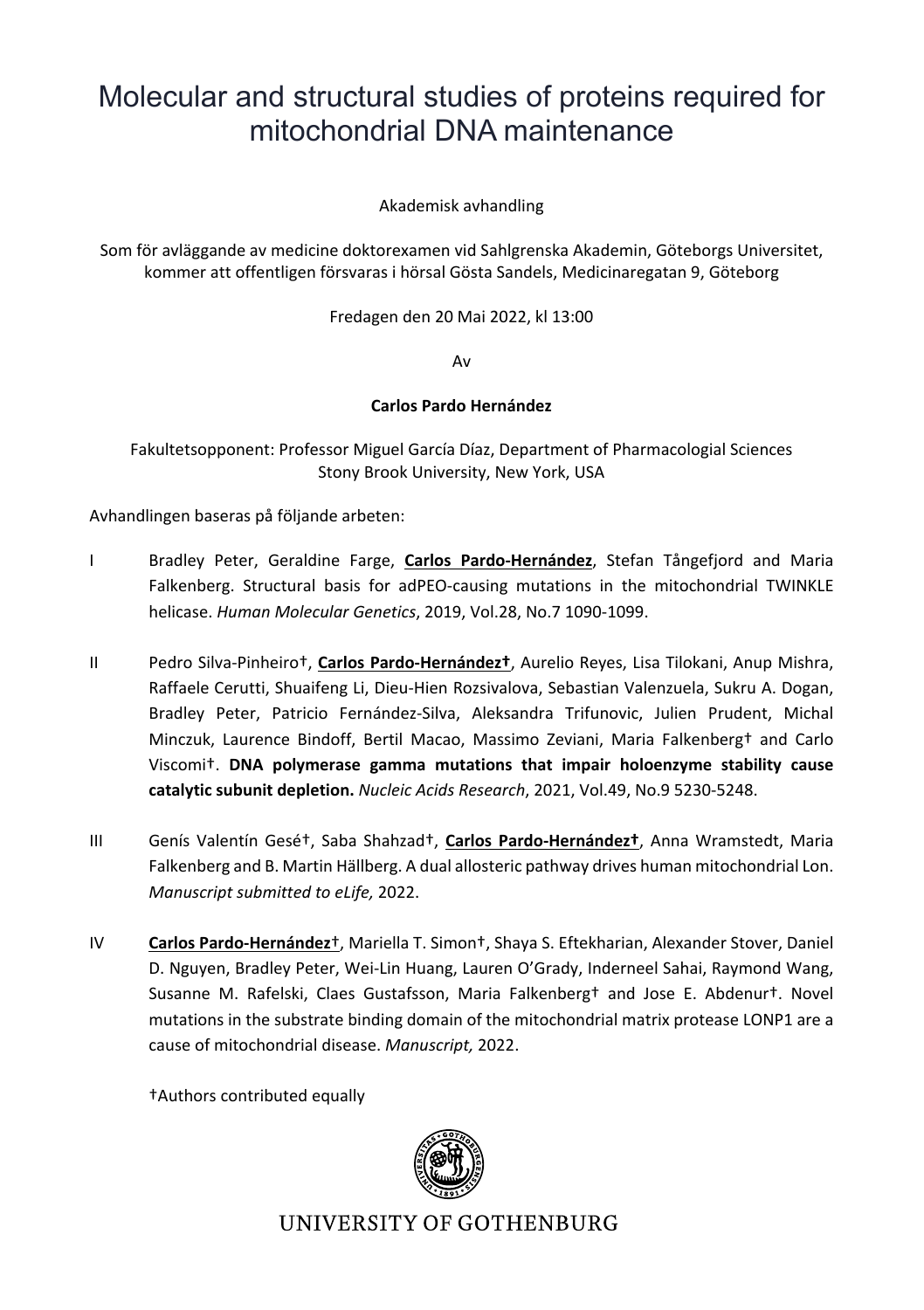# Molecular and structural studies of proteins required for mitochondrial DNA maintenance

Akademisk avhandling

Som för avläggande av medicine doktorexamen vid Sahlgrenska Akademin, Göteborgs Universitet, kommer att offentligen försvaras i hörsal Gösta Sandels, Medicinaregatan 9, Göteborg

Fredagen den 20 Mai 2022, kl 13:00

Av

**Carlos Pardo Hernández**

Fakultetsopponent: Professor Miguel García Díaz, Department of Pharmacologial Sciences
Stony Brook University, New York, USA

Avhandlingen baseras på följande arbeten:

I Bradley Peter, Geraldine Farge, **Carlos Pardo-Hernández**, Stefan Tångefjord and Maria Falkenberg. Structural basis for adPEO-causing mutations in the mitochondrial TWINKLE helicase. *Human Molecular Genetics*, 2019, Vol.28, No.7 1090-1099.

II Pedro Silva-Pinheiro†, **Carlos Pardo-Hernández†**, Aurelio Reyes, Lisa Tilokani, Anup Mishra, Raffaele Cerutti, Shuaifeng Li, Dieu-Hien Rozsivalova, Sebastian Valenzuela, Sukru A. Dogan, Bradley Peter, Patricio Fernández-Silva, Aleksandra Trifunovic, Julien Prudent, Michal Minczuk, Laurence Bindoff, Bertil Macao, Massimo Zeviani, Maria Falkenberg† and Carlo Viscomi†. **DNA polymerase gamma mutations that impair holoenzyme stability cause catalytic subunit depletion.** *Nucleic Acids Research*, 2021, Vol.49, No.9 5230-5248.

III Genís Valentín Gesé†, Saba Shahzad†, **Carlos Pardo-Hernández†**, Anna Wramstedt, Maria Falkenberg and B. Martin Hällberg. A dual allosteric pathway drives human mitochondrial Lon. *Manuscript submitted to eLife,* 2022.

IV **Carlos Pardo-Hernández**†, Mariella T. Simon†, Shaya S. Eftekharian, Alexander Stover, Daniel D. Nguyen, Bradley Peter, Wei-Lin Huang, Lauren O'Grady, Inderneel Sahai, Raymond Wang, Susanne M. Rafelski, Claes Gustafsson, Maria Falkenberg† and Jose E. Abdenur†. Novel mutations in the substrate binding domain of the mitochondrial matrix protease LONP1 are a cause of mitochondrial disease. *Manuscript,* 2022.

†Authors contributed equally

UNIVERSITY OF GOTHENBURG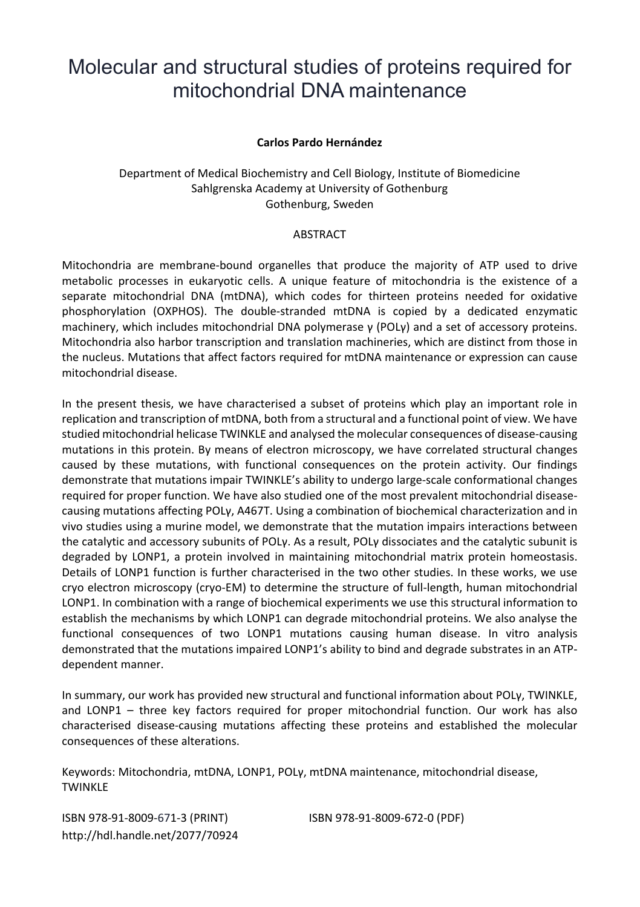# Molecular and structural studies of proteins required for mitochondrial DNA maintenance

**Carlos Pardo Hernández**

Department of Medical Biochemistry and Cell Biology, Institute of Biomedicine
Sahlgrenska Academy at University of Gothenburg
Gothenburg, Sweden

ABSTRACT

Mitochondria are membrane-bound organelles that produce the majority of ATP used to drive metabolic processes in eukaryotic cells. A unique feature of mitochondria is the existence of a separate mitochondrial DNA (mtDNA), which codes for thirteen proteins needed for oxidative phosphorylation (OXPHOS). The double-stranded mtDNA is copied by a dedicated enzymatic machinery, which includes mitochondrial DNA polymerase γ (POLγ) and a set of accessory proteins. Mitochondria also harbor transcription and translation machineries, which are distinct from those in the nucleus. Mutations that affect factors required for mtDNA maintenance or expression can cause mitochondrial disease.

In the present thesis, we have characterised a subset of proteins which play an important role in replication and transcription of mtDNA, both from a structural and a functional point of view. We have studied mitochondrial helicase TWINKLE and analysed the molecular consequences of disease-causing mutations in this protein. By means of electron microscopy, we have correlated structural changes caused by these mutations, with functional consequences on the protein activity. Our findings demonstrate that mutations impair TWINKLE's ability to undergo large-scale conformational changes required for proper function. We have also studied one of the most prevalent mitochondrial disease-causing mutations affecting POLγ, A467T. Using a combination of biochemical characterization and in vivo studies using a murine model, we demonstrate that the mutation impairs interactions between the catalytic and accessory subunits of POLγ. As a result, POLγ dissociates and the catalytic subunit is degraded by LONP1, a protein involved in maintaining mitochondrial matrix protein homeostasis. Details of LONP1 function is further characterised in the two other studies. In these works, we use cryo electron microscopy (cryo-EM) to determine the structure of full-length, human mitochondrial LONP1. In combination with a range of biochemical experiments we use this structural information to establish the mechanisms by which LONP1 can degrade mitochondrial proteins. We also analyse the functional consequences of two LONP1 mutations causing human disease. In vitro analysis demonstrated that the mutations impaired LONP1's ability to bind and degrade substrates in an ATP-dependent manner.

In summary, our work has provided new structural and functional information about POLγ, TWINKLE, and LONP1 – three key factors required for proper mitochondrial function. Our work has also characterised disease-causing mutations affecting these proteins and established the molecular consequences of these alterations.

Keywords: Mitochondria, mtDNA, LONP1, POLγ, mtDNA maintenance, mitochondrial disease, TWINKLE

ISBN 978-91-8009-671-3 (PRINT)
ISBN 978-91-8009-672-0 (PDF)
http://hdl.handle.net/2077/70924